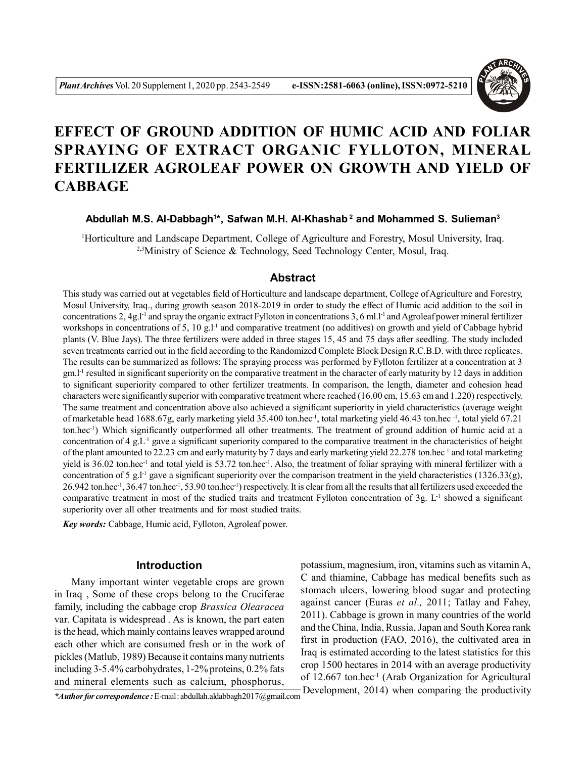# EFFECT OF GROUND ADDITION OF HUMIC ACID AND FOLIAR SPRAYING OF EXTRACT ORGANIC FYLLOTON, MINERAL FERTILIZER AGROLEAF POWER ON GROWTH AND YIELD OF CABBAGE

**Abdullah M.S. Al-Dabbagh[1]*, Safwan M.H. Al-Khashab[2] and Mohammed S. Sulieman[3]**

[1]Horticulture and Landscape Department, College of Agriculture and Forestry, Mosul University, Iraq.
[2,3]Ministry of Science & Technology, Seed Technology Center, Mosul, Iraq.

## Abstract

This study was carried out at vegetables field of Horticulture and landscape department, College of Agriculture and Forestry, Mosul University, Iraq., during growth season 2018-2019 in order to study the effect of Humic acid addition to the soil in concentrations 2, 4g.l$^{-1}$ and spray the organic extract Fylloton in concentrations 3, 6 ml.l$^{-1}$ and Agroleaf power mineral fertilizer workshops in concentrations of 5, 10 g.l$^{-1}$ and comparative treatment (no additives) on growth and yield of Cabbage hybrid plants (V. Blue Jays). The three fertilizers were added in three stages 15, 45 and 75 days after seedling. The study included seven treatments carried out in the field according to the Randomized Complete Block Design R.C.B.D. with three replicates. The results can be summarized as follows: The spraying process was performed by Fylloton fertilizer at a concentration at 3 gm.l$^{-1}$ resulted in significant superiority on the comparative treatment in the character of early maturity by 12 days in addition to significant superiority compared to other fertilizer treatments. In comparison, the length, diameter and cohesion head characters were significantly superior with comparative treatment where reached (16.00 cm, 15.63 cm and 1.220) respectively. The same treatment and concentration above also achieved a significant superiority in yield characteristics (average weight of marketable head 1688.67g, early marketing yield 35.400 ton.hec$^{-1}$, total marketing yield 46.43 ton.hec$^{-1}$, total yield 67.21 ton.hec$^{-1}$) Which significantly outperformed all other treatments. The treatment of ground addition of humic acid at a concentration of 4 g.L$^{-1}$ gave a significant superiority compared to the comparative treatment in the characteristics of height of the plant amounted to 22.23 cm and early maturity by 7 days and early marketing yield 22.278 ton.hec$^{-1}$ and total marketing yield is 36.02 ton.hec$^{-1}$ and total yield is 53.72 ton.hec$^{-1}$. Also, the treatment of foliar spraying with mineral fertilizer with a concentration of 5 g.l$^{-1}$ gave a significant superiority over the comparison treatment in the yield characteristics (1326.33(g), 26.942 ton.hec$^{-1}$, 36.47 ton.hec$^{-1}$, 53.90 ton.hec$^{-1}$) respectively. It is clear from all the results that all fertilizers used exceeded the comparative treatment in most of the studied traits and treatment Fylloton concentration of 3g. L$^{-1}$ showed a significant superiority over all other treatments and for most studied traits.

***Key words:*** Cabbage, Humic acid, Fylloton, Agroleaf power.

## Introduction

Many important winter vegetable crops are grown in Iraq , Some of these crops belong to the Cruciferae family, including the cabbage crop *Brassica Olearacea* var. Capitata is widespread . As is known, the part eaten is the head, which mainly contains leaves wrapped around each other which are consumed fresh or in the work of pickles (Matlub, 1989) Because it contains many nutrients including 3-5.4% carbohydrates, 1-2% proteins, 0.2% fats and mineral elements such as calcium, phosphorus, potassium, magnesium, iron, vitamins such as vitamin A, C and thiamine, Cabbage has medical benefits such as stomach ulcers, lowering blood sugar and protecting against cancer (Euras *et al.,* 2011; Tatlay and Fahey, 2011). Cabbage is grown in many countries of the world and the China, India, Russia, Japan and South Korea rank first in production (FAO, 2016), the cultivated area in Iraq is estimated according to the latest statistics for this crop 1500 hectares in 2014 with an average productivity of 12.667 ton.hec$^{-1}$ (Arab Organization for Agricultural Development, 2014) when comparing the productivity

***Author for correspondence :** E-mail : abdullah.aldabbagh2017@gmail.com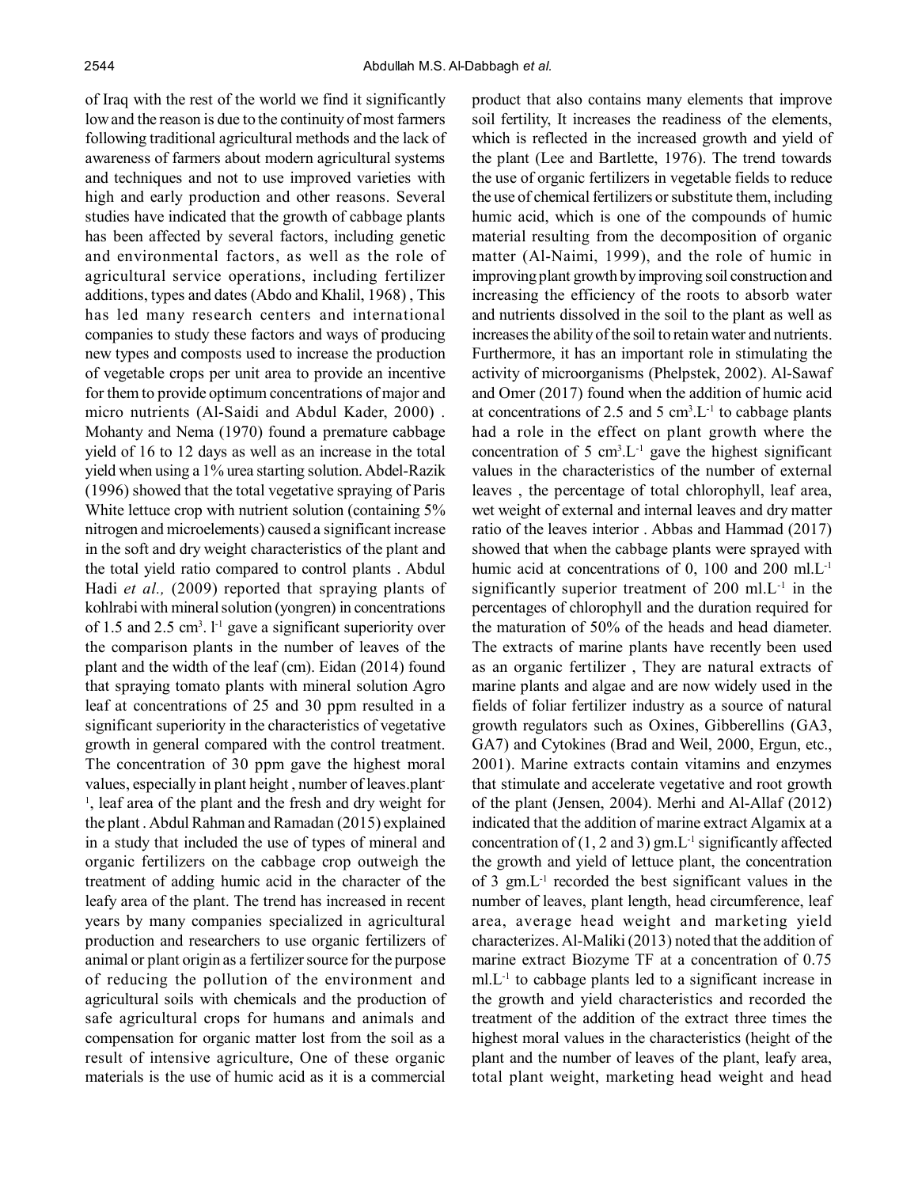of Iraq with the rest of the world we find it significantly low and the reason is due to the continuity of most farmers following traditional agricultural methods and the lack of awareness of farmers about modern agricultural systems and techniques and not to use improved varieties with high and early production and other reasons. Several studies have indicated that the growth of cabbage plants has been affected by several factors, including genetic and environmental factors, as well as the role of agricultural service operations, including fertilizer additions, types and dates (Abdo and Khalil, 1968) , This has led many research centers and international companies to study these factors and ways of producing new types and composts used to increase the production of vegetable crops per unit area to provide an incentive for them to provide optimum concentrations of major and micro nutrients (Al-Saidi and Abdul Kader, 2000) . Mohanty and Nema (1970) found a premature cabbage yield of 16 to 12 days as well as an increase in the total yield when using a 1% urea starting solution. Abdel-Razik (1996) showed that the total vegetative spraying of Paris White lettuce crop with nutrient solution (containing 5% nitrogen and microelements) caused a significant increase in the soft and dry weight characteristics of the plant and the total yield ratio compared to control plants . Abdul Hadi *et al.,* (2009) reported that spraying plants of kohlrabi with mineral solution (yongren) in concentrations of 1.5 and 2.5 $cm^3$. $l^{-1}$ gave a significant superiority over the comparison plants in the number of leaves of the plant and the width of the leaf (cm). Eidan (2014) found that spraying tomato plants with mineral solution Agro leaf at concentrations of 25 and 30 ppm resulted in a significant superiority in the characteristics of vegetative growth in general compared with the control treatment. The concentration of 30 ppm gave the highest moral values, especially in plant height , number of leaves.$plant^{-1}$, leaf area of the plant and the fresh and dry weight for the plant . Abdul Rahman and Ramadan (2015) explained in a study that included the use of types of mineral and organic fertilizers on the cabbage crop outweigh the treatment of adding humic acid in the character of the leafy area of the plant. The trend has increased in recent years by many companies specialized in agricultural production and researchers to use organic fertilizers of animal or plant origin as a fertilizer source for the purpose of reducing the pollution of the environment and agricultural soils with chemicals and the production of safe agricultural crops for humans and animals and compensation for organic matter lost from the soil as a result of intensive agriculture, One of these organic materials is the use of humic acid as it is a commercial product that also contains many elements that improve soil fertility, It increases the readiness of the elements, which is reflected in the increased growth and yield of the plant (Lee and Bartlette, 1976). The trend towards the use of organic fertilizers in vegetable fields to reduce the use of chemical fertilizers or substitute them, including humic acid, which is one of the compounds of humic material resulting from the decomposition of organic matter (Al-Naimi, 1999), and the role of humic in improving plant growth by improving soil construction and increasing the efficiency of the roots to absorb water and nutrients dissolved in the soil to the plant as well as increases the ability of the soil to retain water and nutrients. Furthermore, it has an important role in stimulating the activity of microorganisms (Phelpstek, 2002). Al-Sawaf and Omer (2017) found when the addition of humic acid at concentrations of 2.5 and 5 $cm^3.L^{-1}$ to cabbage plants had a role in the effect on plant growth where the concentration of 5 $cm^3.L^{-1}$ gave the highest significant values in the characteristics of the number of external leaves , the percentage of total chlorophyll, leaf area, wet weight of external and internal leaves and dry matter ratio of the leaves interior . Abbas and Hammad (2017) showed that when the cabbage plants were sprayed with humic acid at concentrations of 0, 100 and 200 $ml.L^{-1}$ significantly superior treatment of 200 $ml.L^{-1}$ in the percentages of chlorophyll and the duration required for the maturation of 50% of the heads and head diameter. The extracts of marine plants have recently been used as an organic fertilizer , They are natural extracts of marine plants and algae and are now widely used in the fields of foliar fertilizer industry as a source of natural growth regulators such as Oxines, Gibberellins (GA3, GA7) and Cytokines (Brad and Weil, 2000, Ergun, etc., 2001). Marine extracts contain vitamins and enzymes that stimulate and accelerate vegetative and root growth of the plant (Jensen, 2004). Merhi and Al-Allaf (2012) indicated that the addition of marine extract Algamix at a concentration of (1, 2 and 3) $gm.L^{-1}$ significantly affected the growth and yield of lettuce plant, the concentration of 3 $gm.L^{-1}$ recorded the best significant values in the number of leaves, plant length, head circumference, leaf area, average head weight and marketing yield characterizes. Al-Maliki (2013) noted that the addition of marine extract Biozyme TF at a concentration of 0.75 $ml.L^{-1}$ to cabbage plants led to a significant increase in the growth and yield characteristics and recorded the treatment of the addition of the extract three times the highest moral values in the characteristics (height of the plant and the number of leaves of the plant, leafy area, total plant weight, marketing head weight and head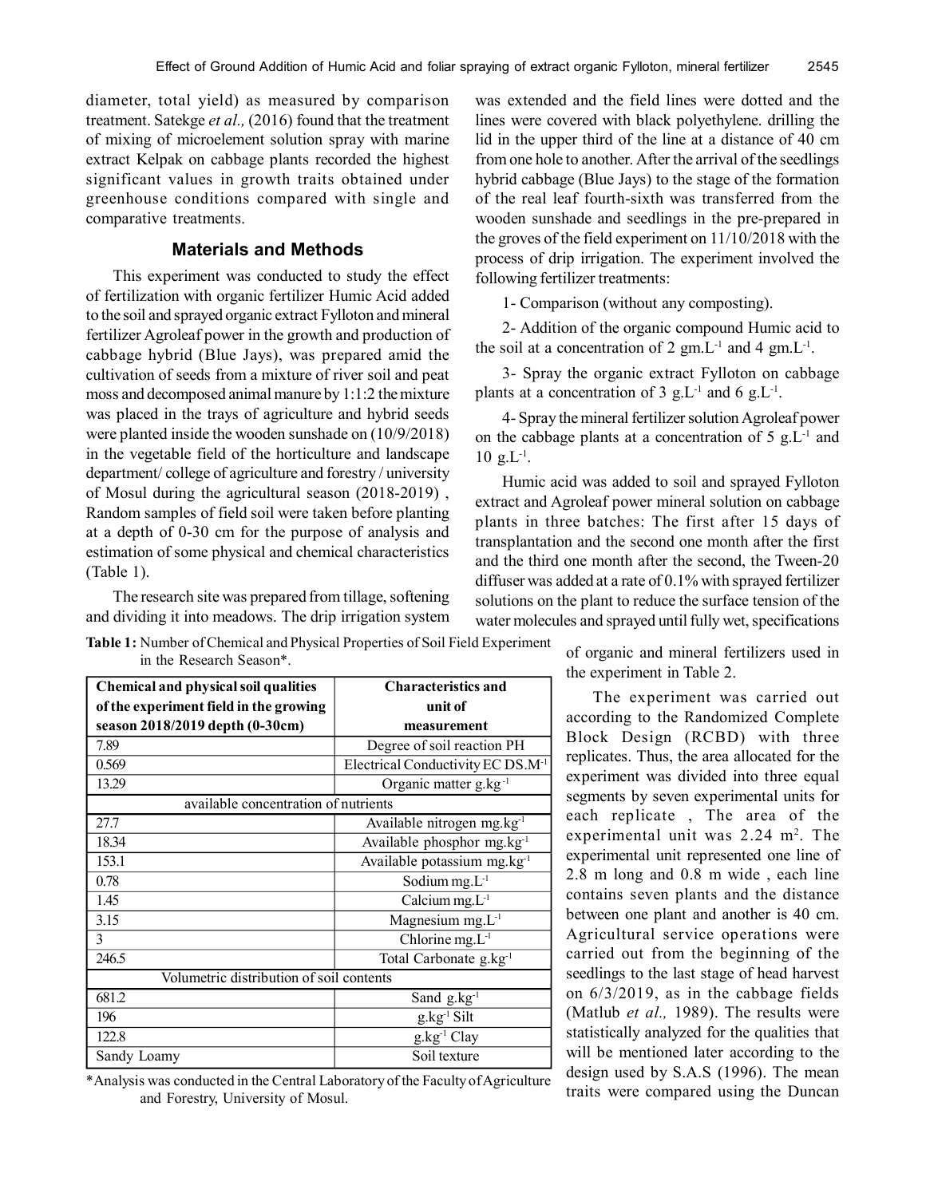diameter, total yield) as measured by comparison treatment. Satekge *et al.,* (2016) found that the treatment of mixing of microelement solution spray with marine extract Kelpak on cabbage plants recorded the highest significant values in growth traits obtained under greenhouse conditions compared with single and comparative treatments.

## Materials and Methods

This experiment was conducted to study the effect of fertilization with organic fertilizer Humic Acid added to the soil and sprayed organic extract Fylloton and mineral fertilizer Agroleaf power in the growth and production of cabbage hybrid (Blue Jays), was prepared amid the cultivation of seeds from a mixture of river soil and peat moss and decomposed animal manure by 1:1:2 the mixture was placed in the trays of agriculture and hybrid seeds were planted inside the wooden sunshade on (10/9/2018) in the vegetable field of the horticulture and landscape department/ college of agriculture and forestry / university of Mosul during the agricultural season (2018-2019) , Random samples of field soil were taken before planting at a depth of 0-30 cm for the purpose of analysis and estimation of some physical and chemical characteristics (Table 1).

The research site was prepared from tillage, softening and dividing it into meadows. The drip irrigation system was extended and the field lines were dotted and the lines were covered with black polyethylene. drilling the lid in the upper third of the line at a distance of 40 cm from one hole to another. After the arrival of the seedlings hybrid cabbage (Blue Jays) to the stage of the formation of the real leaf fourth-sixth was transferred from the wooden sunshade and seedlings in the pre-prepared in the groves of the field experiment on 11/10/2018 with the process of drip irrigation. The experiment involved the following fertilizer treatments:

1- Comparison (without any composting).

2- Addition of the organic compound Humic acid to the soil at a concentration of 2 gm.L$^{-1}$ and 4 gm.L$^{-1}$.

3- Spray the organic extract Fylloton on cabbage plants at a concentration of 3 g.L$^{-1}$ and 6 g.L$^{-1}$.

4- Spray the mineral fertilizer solution Agroleaf power on the cabbage plants at a concentration of 5 g.L$^{-1}$ and 10 g.L$^{-1}$.

Humic acid was added to soil and sprayed Fylloton extract and Agroleaf power mineral solution on cabbage plants in three batches: The first after 15 days of transplantation and the second one month after the first and the third one month after the second, the Tween-20 diffuser was added at a rate of 0.1% with sprayed fertilizer solutions on the plant to reduce the surface tension of the water molecules and sprayed until fully wet, specifications of organic and mineral fertilizers used in the experiment in Table 2.

**Table 1:** Number of Chemical and Physical Properties of Soil Field Experiment in the Research Season*.

| Chemical and physical soil qualities of the experiment field in the growing season 2018/2019 depth (0-30cm) | Characteristics and unit of measurement |
|---|---|
| 7.89 | Degree of soil reaction PH |
| 0.569 | Electrical Conductivity EC DS.M$^{-1}$ |
| 13.29 | Organic matter g.kg$^{-1}$ |
| available concentration of nutrients | |
| 27.7 | Available nitrogen mg.kg$^{-1}$ |
| 18.34 | Available phosphor mg.kg$^{-1}$ |
| 153.1 | Available potassium mg.kg$^{-1}$ |
| 0.78 | Sodium mg.L$^{-1}$ |
| 1.45 | Calcium mg.L$^{-1}$ |
| 3.15 | Magnesium mg.L$^{-1}$ |
| 3 | Chlorine mg.L$^{-1}$ |
| 246.5 | Total Carbonate g.kg$^{-1}$ |
| Volumetric distribution of soil contents | |
| 681.2 | Sand g.kg$^{-1}$ |
| 196 | g.kg$^{-1}$ Silt |
| 122.8 | g.kg$^{-1}$ Clay |
| Sandy Loamy | Soil texture |

*Analysis was conducted in the Central Laboratory of the Faculty of Agriculture and Forestry, University of Mosul.

The experiment was carried out according to the Randomized Complete Block Design (RCBD) with three replicates. Thus, the area allocated for the experiment was divided into three equal segments by seven experimental units for each replicate , The area of the experimental unit was 2.24 m$^2$. The experimental unit represented one line of 2.8 m long and 0.8 m wide , each line contains seven plants and the distance between one plant and another is 40 cm. Agricultural service operations were carried out from the beginning of the seedlings to the last stage of head harvest on 6/3/2019, as in the cabbage fields (Matlub *et al.,* 1989). The results were statistically analyzed for the qualities that will be mentioned later according to the design used by S.A.S (1996). The mean traits were compared using the Duncan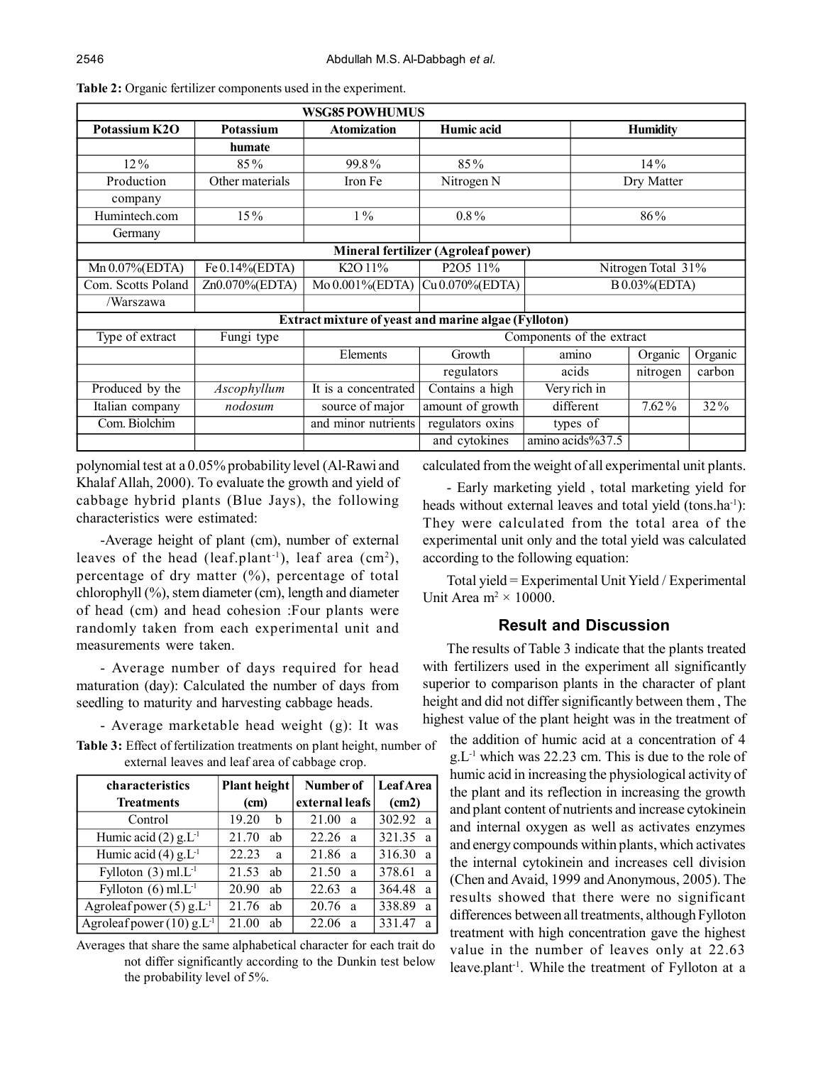**Table 2:** Organic fertilizer components used in the experiment.

| WSG85 POWHUMUS | | | | | | |
|---|---|---|---|---|---|---|
| Potassium K2O | Potassium humate | Atomization | Humic acid | Humidity | | |
| 12% | 85% | 99.8% | 85% | 14% | | |
| Production company | Other materials | Iron Fe | Nitrogen N | Dry Matter | | |
| Humintech.com Germany | 15% | 1% | 0.8% | 86% | | |
| **Mineral fertilizer (Agroleaf power)** | | | | | | |
| Mn 0.07%(EDTA) | Fe 0.14%(EDTA) | K2O 11% | P2O5 11% | Nitrogen Total 31% | | |
| Com. Scotts Poland /Warszawa | Zn0.070%(EDTA) | Mo 0.001%(EDTA) | Cu 0.070%(EDTA) | B 0.03%(EDTA) | | |
| **Extract mixture of yeast and marine algae (Fylloton)** | | | | | | |
| Type of extract | Fungi type | Components of the extract | | | | |
| | | Elements | Growth regulators | amino acids | Organic nitrogen | Organic carbon |
| Produced by the Italian company Com. Biolchim | *Ascophyllum nodosum* | It is a concentrated source of major and minor nutrients | Contains a high amount of growth regulators oxins and cytokines | Very rich in different types of amino acids%37.5 | 7.62% | 32% |

polynomial test at a 0.05% probability level (Al-Rawi and Khalaf Allah, 2000). To evaluate the growth and yield of cabbage hybrid plants (Blue Jays), the following characteristics were estimated:

-Average height of plant (cm), number of external leaves of the head (leaf.plant$^{-1}$), leaf area (cm$^2$), percentage of dry matter (%), percentage of total chlorophyll (%), stem diameter (cm), length and diameter of head (cm) and head cohesion :Four plants were randomly taken from each experimental unit and measurements were taken.

- Average number of days required for head maturation (day): Calculated the number of days from seedling to maturity and harvesting cabbage heads.

- Average marketable head weight (g): It was calculated from the weight of all experimental unit plants.

- Early marketing yield , total marketing yield for heads without external leaves and total yield (tons.ha$^{-1}$): They were calculated from the total area of the experimental unit only and the total yield was calculated according to the following equation:

Total yield = Experimental Unit Yield / Experimental Unit Area m$^2$ × 10000.

## Result and Discussion

**Table 3:** Effect of fertilization treatments on plant height, number of external leaves and leaf area of cabbage crop.

| characteristics Treatments | Plant height (cm) | Number of external leafs | Leaf Area (cm2) |
|---|---|---|---|
| Control | 19.20 b | 21.00 a | 302.92 a |
| Humic acid (2) g.L$^{-1}$ | 21.70 ab | 22.26 a | 321.35 a |
| Humic acid (4) g.L$^{-1}$ | 22.23 a | 21.86 a | 316.30 a |
| Fylloton (3) ml.L$^{-1}$ | 21.53 ab | 21.50 a | 378.61 a |
| Fylloton (6) ml.L$^{-1}$ | 20.90 ab | 22.63 a | 364.48 a |
| Agroleaf power (5) g.L$^{-1}$ | 21.76 ab | 20.76 a | 338.89 a |
| Agroleaf power (10) g.L$^{-1}$ | 21.00 ab | 22.06 a | 331.47 a |

Averages that share the same alphabetical character for each trait do not differ significantly according to the Dunkin test below the probability level of 5%.

The results of Table 3 indicate that the plants treated with fertilizers used in the experiment all significantly superior to comparison plants in the character of plant height and did not differ significantly between them , The highest value of the plant height was in the treatment of the addition of humic acid at a concentration of 4 g.L$^{-1}$ which was 22.23 cm. This is due to the role of humic acid in increasing the physiological activity of the plant and its reflection in increasing the growth and plant content of nutrients and increase cytokinein and internal oxygen as well as activates enzymes and energy compounds within plants, which activates the internal cytokinein and increases cell division (Chen and Avaid, 1999 and Anonymous, 2005). The results showed that there were no significant differences between all treatments, although Fylloton treatment with high concentration gave the highest value in the number of leaves only at 22.63 leave.plant$^{-1}$. While the treatment of Fylloton at a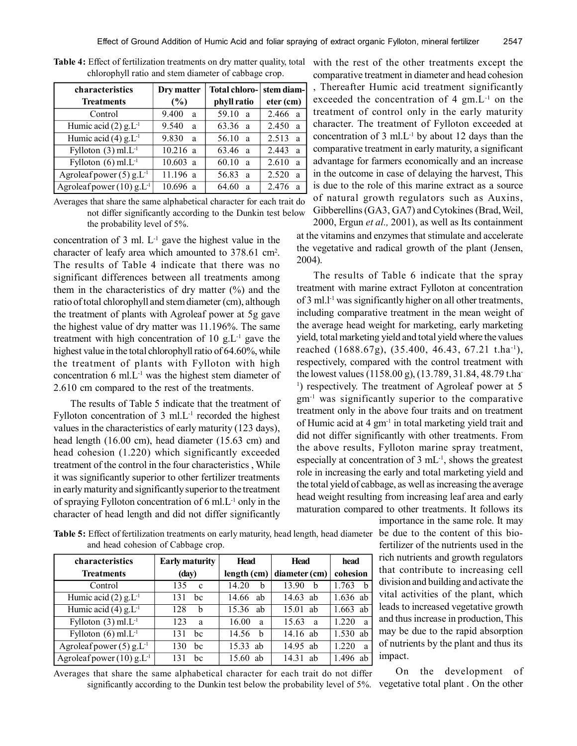**Table 4:** Effect of fertilization treatments on dry matter quality, total chlorophyll ratio and stem diameter of cabbage crop.

| characteristics Treatments | Dry matter (%) | Total chlorophyll ratio | stem diameter (cm) |
|---|---|---|---|
| Control | 9.400 a | 59.10 a | 2.466 a |
| Humic acid (2) $g.L^{-1}$ | 9.540 a | 63.36 a | 2.450 a |
| Humic acid (4) $g.L^{-1}$ | 9.830 a | 56.10 a | 2.513 a |
| Fylloton (3) $ml.L^{-1}$ | 10.216 a | 63.46 a | 2.443 a |
| Fylloton (6) $ml.L^{-1}$ | 10.603 a | 60.10 a | 2.610 a |
| Agroleaf power (5) $g.L^{-1}$ | 11.196 a | 56.83 a | 2.520 a |
| Agroleaf power (10) $g.L^{-1}$ | 10.696 a | 64.60 a | 2.476 a |

Averages that share the same alphabetical character for each trait do not differ significantly according to the Dunkin test below the probability level of 5%.

concentration of 3 ml. $L^{-1}$ gave the highest value in the character of leafy area which amounted to 378.61 $cm^2$. The results of Table 4 indicate that there was no significant differences between all treatments among them in the characteristics of dry matter (%) and the ratio of total chlorophyll and stem diameter (cm), although the treatment of plants with Agroleaf power at 5g gave the highest value of dry matter was 11.196%. The same treatment with high concentration of 10 $g.L^{-1}$ gave the highest value in the total chlorophyll ratio of 64.60%, while the treatment of plants with Fylloton with high concentration 6 $ml.L^{-1}$ was the highest stem diameter of 2.610 cm compared to the rest of the treatments.

The results of Table 5 indicate that the treatment of Fylloton concentration of 3 $ml.L^{-1}$ recorded the highest values in the characteristics of early maturity (123 days), head length (16.00 cm), head diameter (15.63 cm) and head cohesion (1.220) which significantly exceeded treatment of the control in the four characteristics , While it was significantly superior to other fertilizer treatments in early maturity and significantly superior to the treatment of spraying Fylloton concentration of 6 $ml.L^{-1}$ only in the character of head length and did not differ significantly with the rest of the other treatments except the comparative treatment in diameter and head cohesion , Thereafter Humic acid treatment significantly exceeded the concentration of 4 $gm.L^{-1}$ on the treatment of control only in the early maturity character. The treatment of Fylloton exceeded at concentration of 3 $ml.L^{-1}$ by about 12 days than the comparative treatment in early maturity, a significant advantage for farmers economically and an increase in the outcome in case of delaying the harvest, This is due to the role of this marine extract as a source of natural growth regulators such as Auxins, Gibberellins (GA3, GA7) and Cytokines (Brad, Weil, 2000, Ergun *et al.,* 2001), as well as Its containment at the vitamins and enzymes that stimulate and accelerate the vegetative and radical growth of the plant (Jensen, 2004).

**Table 5:** Effect of fertilization treatments on early maturity, head length, head diameter and head cohesion of Cabbage crop.

| characteristics Treatments | Early maturity (day) | Head length (cm) | Head diameter (cm) | head cohesion |
|---|---|---|---|---|
| Control | 135 c | 14.20 b | 13.90 b | 1.763 b |
| Humic acid (2) $g.L^{-1}$ | 131 bc | 14.66 ab | 14.63 ab | 1.636 ab |
| Humic acid (4) $g.L^{-1}$ | 128 b | 15.36 ab | 15.01 ab | 1.663 ab |
| Fylloton (3) $ml.L^{-1}$ | 123 a | 16.00 a | 15.63 a | 1.220 a |
| Fylloton (6) $ml.L^{-1}$ | 131 bc | 14.56 b | 14.16 ab | 1.530 ab |
| Agroleaf power (5) $g.L^{-1}$ | 130 bc | 15.33 ab | 14.95 ab | 1.220 a |
| Agroleaf power (10) $g.L^{-1}$ | 131 bc | 15.60 ab | 14.31 ab | 1.496 ab |

Averages that share the same alphabetical character for each trait do not differ significantly according to the Dunkin test below the probability level of 5%.

The results of Table 6 indicate that the spray treatment with marine extract Fylloton at concentration of 3 $ml.l^{-1}$ was significantly higher on all other treatments, including comparative treatment in the mean weight of the average head weight for marketing, early marketing yield, total marketing yield and total yield where the values reached (1688.67g), (35.400, 46.43, 67.21 $t.ha^{-1}$), respectively, compared with the control treatment with the lowest values (1158.00 g), (13.789, 31.84, 48.79 $t.ha^{-1}$) respectively. The treatment of Agroleaf power at 5 $gm^{-1}$ was significantly superior to the comparative treatment only in the above four traits and on treatment of Humic acid at 4 $gm^{-1}$ in total marketing yield trait and did not differ significantly with other treatments. From the above results, Fylloton marine spray treatment, especially at concentration of 3 $mL^{-1}$, shows the greatest role in increasing the early and total marketing yield and the total yield of cabbage, as well as increasing the average head weight resulting from increasing leaf area and early maturation compared to other treatments. It follows its importance in the same role. It may be due to the content of this bio-fertilizer of the nutrients used in the rich nutrients and growth regulators that contribute to increasing cell division and building and activate the vital activities of the plant, which leads to increased vegetative growth and thus increase in production, This may be due to the rapid absorption of nutrients by the plant and thus its impact.

On the development of vegetative total plant . On the other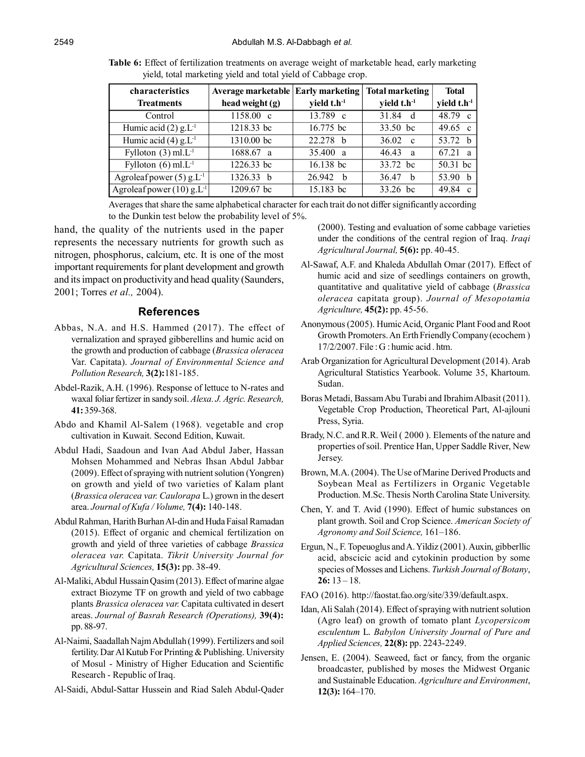**Table 6:** Effect of fertilization treatments on average weight of marketable head, early marketing yield, total marketing yield and total yield of Cabbage crop.

| characteristics Treatments | Average marketable head weight (g) | Early marketing yield $t.h^{-1}$ | Total marketing yield $t.h^{-1}$ | Total yield $t.h^{-1}$ |
|---|---|---|---|---|
| Control | 1158.00 c | 13.789 c | 31.84 d | 48.79 c |
| Humic acid (2) $g.L^{-1}$ | 1218.33 bc | 16.775 bc | 33.50 bc | 49.65 c |
| Humic acid (4) $g.L^{-1}$ | 1310.00 bc | 22.278 b | 36.02 c | 53.72 b |
| Fylloton (3) $ml.L^{-1}$ | 1688.67 a | 35.400 a | 46.43 a | 67.21 a |
| Fylloton (6) $ml.L^{-1}$ | 1226.33 bc | 16.138 bc | 33.72 bc | 50.31 bc |
| Agroleaf power (5) $g.L^{-1}$ | 1326.33 b | 26.942 b | 36.47 b | 53.90 b |
| Agroleaf power (10) $g.L^{-1}$ | 1209.67 bc | 15.183 bc | 33.26 bc | 49.84 c |

Averages that share the same alphabetical character for each trait do not differ significantly according to the Dunkin test below the probability level of 5%.

hand, the quality of the nutrients used in the paper represents the necessary nutrients for growth such as nitrogen, phosphorus, calcium, etc. It is one of the most important requirements for plant development and growth and its impact on productivity and head quality (Saunders, 2001; Torres *et al.,* 2004).

## References

Abbas, N.A. and H.S. Hammed (2017). The effect of vernalization and sprayed gibberellins and humic acid on the growth and production of cabbage (*Brassica oleracea* Var. Capitata). *Journal of Environmental Science and Pollution Research,* **3(2):**181-185.

Abdel-Razik, A.H. (1996). Response of lettuce to N-rates and waxal foliar fertizer in sandy soil. *Alexa. J. Agric. Research,* **41:** 359-368.

Abdo and Khamil Al-Salem (1968). vegetable and crop cultivation in Kuwait. Second Edition, Kuwait.

Abdul Hadi, Saadoun and Ivan Aad Abdul Jaber, Hassan Mohsen Mohammed and Nebras Ihsan Abdul Jabbar (2009). Effect of spraying with nutrient solution (Yongren) on growth and yield of two varieties of Kalam plant (*Brassica oleracea var. Caulorapa* L.) grown in the desert area. *Journal of Kufa / Volume,* **7(4):** 140-148.

Abdul Rahman, Harith Burhan Al-din and Huda Faisal Ramadan (2015). Effect of organic and chemical fertilization on growth and yield of three varieties of cabbage *Brassica oleracea var.* Capitata. *Tikrit University Journal for Agricultural Sciences,* **15(3):** pp. 38-49.

Al-Maliki, Abdul Hussain Qasim (2013). Effect of marine algae extract Biozyme TF on growth and yield of two cabbage plants *Brassica oleracea var.* Capitata cultivated in desert areas. *Journal of Basrah Research (Operations),* **39(4):** pp. 88-97.

Al-Naimi, Saadallah Najm Abdullah (1999). Fertilizers and soil fertility. Dar Al Kutub For Printing & Publishing. University of Mosul - Ministry of Higher Education and Scientific Research - Republic of Iraq.

Al-Saidi, Abdul-Sattar Hussein and Riad Saleh Abdul-Qader (2000). Testing and evaluation of some cabbage varieties under the conditions of the central region of Iraq. *Iraqi Agricultural Journal,* **5(6):** pp. 40-45.

Al-Sawaf, A.F. and Khaleda Abdullah Omar (2017). Effect of humic acid and size of seedlings containers on growth, quantitative and qualitative yield of cabbage (*Brassica oleracea* capitata group). *Journal of Mesopotamia Agriculture,* **45(2):** pp. 45-56.

Anonymous (2005). Humic Acid, Organic Plant Food and Root Growth Promoters. An Erth Friendly Company (ecochem) 17/2/2007. File : G : humic acid . htm.

Arab Organization for Agricultural Development (2014). Arab Agricultural Statistics Yearbook. Volume 35, Khartoum. Sudan.

Boras Metadi, Bassam Abu Turabi and Ibrahim Albasit (2011). Vegetable Crop Production, Theoretical Part, Al-ajlouni Press, Syria.

Brady, N.C. and R.R. Weil ( 2000 ). Elements of the nature and properties of soil. Prentice Han, Upper Saddle River, New Jersey.

Brown, M.A. (2004). The Use of Marine Derived Products and Soybean Meal as Fertilizers in Organic Vegetable Production. M.Sc. Thesis North Carolina State University.

Chen, Y. and T. Avid (1990). Effect of humic substances on plant growth. Soil and Crop Science. *American Society of Agronomy and Soil Science,* 161–186.

Ergun, N., F. Topeuoglus and A. Yildiz (2001). Auxin, gibberllic acid, abscicic acid and cytokinin production by some species of Mosses and Lichens. *Turkish Journal of Botany*, **26:** 13 – 18.

FAO (2016). http://faostat.fao.org/site/339/default.aspx.

Idan, Ali Salah (2014). Effect of spraying with nutrient solution (Agro leaf) on growth of tomato plant *Lycopersicom esculentum* L. *Babylon University Journal of Pure and Applied Sciences,* **22(8):** pp. 2243-2249.

Jensen, E. (2004). Seaweed, fact or fancy, from the organic broadcaster, published by moses the Midwest Organic and Sustainable Education. *Agriculture and Environment*, **12(3):** 164–170.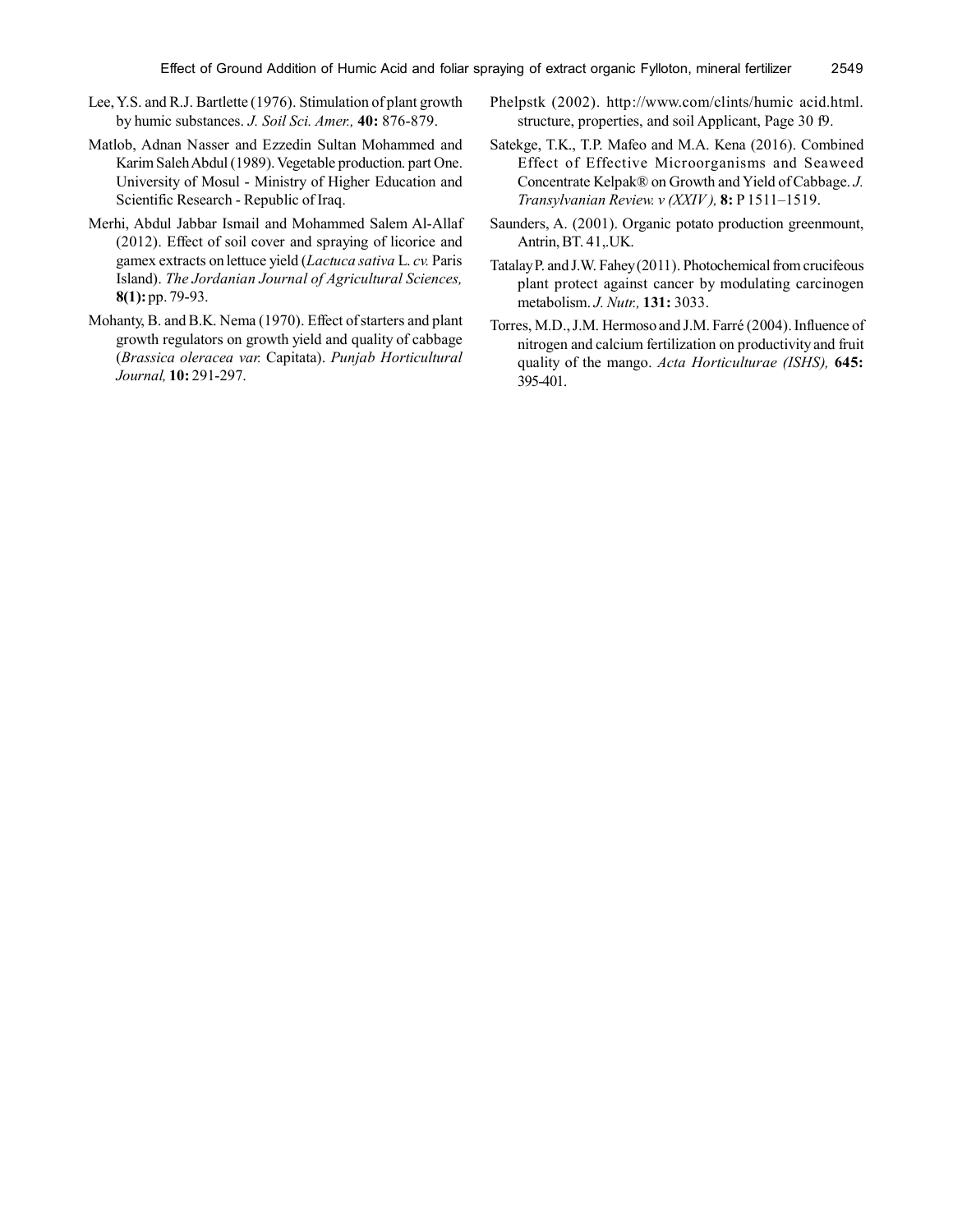Lee, Y.S. and R.J. Bartlette (1976). Stimulation of plant growth by humic substances. *J. Soil Sci. Amer.,* **40:** 876-879.

Matlob, Adnan Nasser and Ezzedin Sultan Mohammed and Karim Saleh Abdul (1989). Vegetable production. part One. University of Mosul - Ministry of Higher Education and Scientific Research - Republic of Iraq.

Merhi, Abdul Jabbar Ismail and Mohammed Salem Al-Allaf (2012). Effect of soil cover and spraying of licorice and gamex extracts on lettuce yield (*Lactuca sativa* L. *cv.* Paris Island). *The Jordanian Journal of Agricultural Sciences,* **8(1):** pp. 79-93.

Mohanty, B. and B.K. Nema (1970). Effect of starters and plant growth regulators on growth yield and quality of cabbage (*Brassica oleracea var.* Capitata). *Punjab Horticultural Journal,* **10:** 291-297.

Phelpstk (2002). http://www.com/clints/humic acid.html. structure, properties, and soil Applicant, Page 30 f9.

Satekge, T.K., T.P. Mafeo and M.A. Kena (2016). Combined Effect of Effective Microorganisms and Seaweed Concentrate Kelpak® on Growth and Yield of Cabbage. *J. Transylvanian Review. v (XXIV ),* **8:** P 1511–1519.

Saunders, A. (2001). Organic potato production greenmount, Antrin, BT. 41,.UK.

Tatalay P. and J.W. Fahey (2011). Photochemical from crucifeous plant protect against cancer by modulating carcinogen metabolism. *J. Nutr.,* **131:** 3033.

Torres, M.D., J.M. Hermoso and J.M. Farré (2004). Influence of nitrogen and calcium fertilization on productivity and fruit quality of the mango. *Acta Horticulturae (ISHS),* **645:** 395-401.